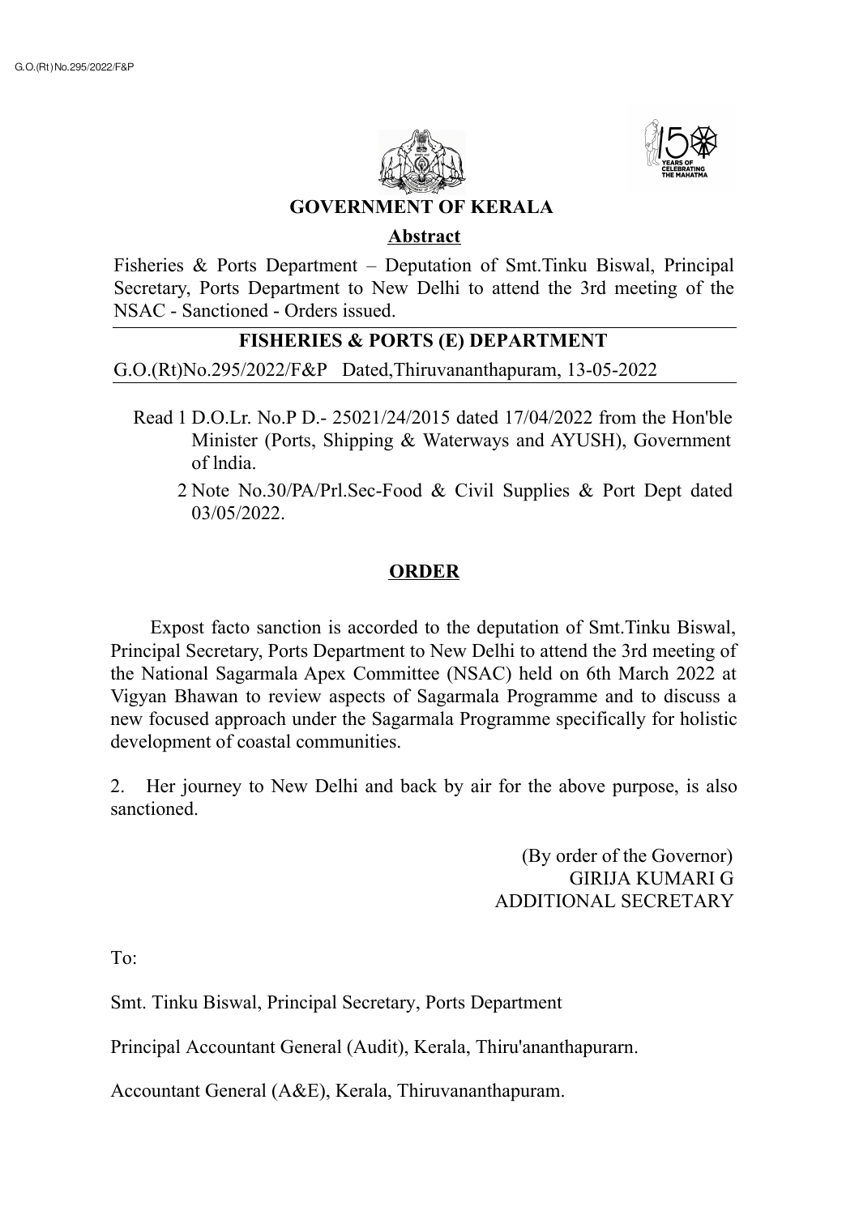# GOVERNMENT OF KERALA

## Abstract

Fisheries & Ports Department – Deputation of Smt.Tinku Biswal, Principal Secretary, Ports Department to New Delhi to attend the 3rd meeting of the NSAC - Sanctioned - Orders issued.

---

## FISHERIES & PORTS (E) DEPARTMENT

G.O.(Rt)No.295/2022/F&P Dated,Thiruvananthapuram, 13-05-2022

---

Read 1 D.O.Lr. No.P D.- 25021/24/2015 dated 17/04/2022 from the Hon'ble Minister (Ports, Shipping & Waterways and AYUSH), Government of lndia.

2 Note No.30/PA/Prl.Sec-Food & Civil Supplies & Port Dept dated 03/05/2022.

## ORDER

Expost facto sanction is accorded to the deputation of Smt.Tinku Biswal, Principal Secretary, Ports Department to New Delhi to attend the 3rd meeting of the National Sagarmala Apex Committee (NSAC) held on 6th March 2022 at Vigyan Bhawan to review aspects of Sagarmala Programme and to discuss a new focused approach under the Sagarmala Programme specifically for holistic development of coastal communities.

2. Her journey to New Delhi and back by air for the above purpose, is also sanctioned.

(By order of the Governor)
GIRIJA KUMARI G
ADDITIONAL SECRETARY

To:

Smt. Tinku Biswal, Principal Secretary, Ports Department

Principal Accountant General (Audit), Kerala, Thiru'ananthapurarn.

Accountant General (A&E), Kerala, Thiruvananthapuram.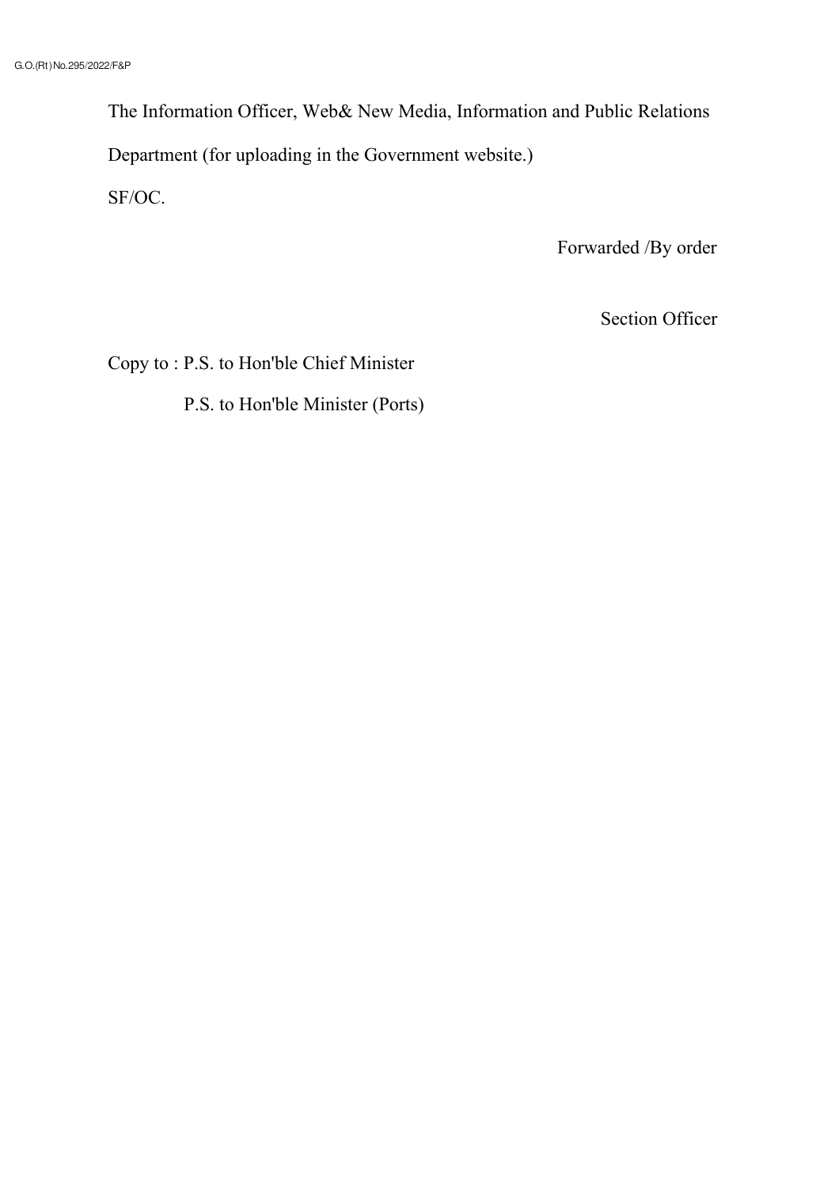The Information Officer, Web& New Media, Information and Public Relations Department (for uploading in the Government website.)

SF/OC.

Forwarded /By order

Section Officer

Copy to : P.S. to Hon'ble Chief Minister

P.S. to Hon'ble Minister (Ports)